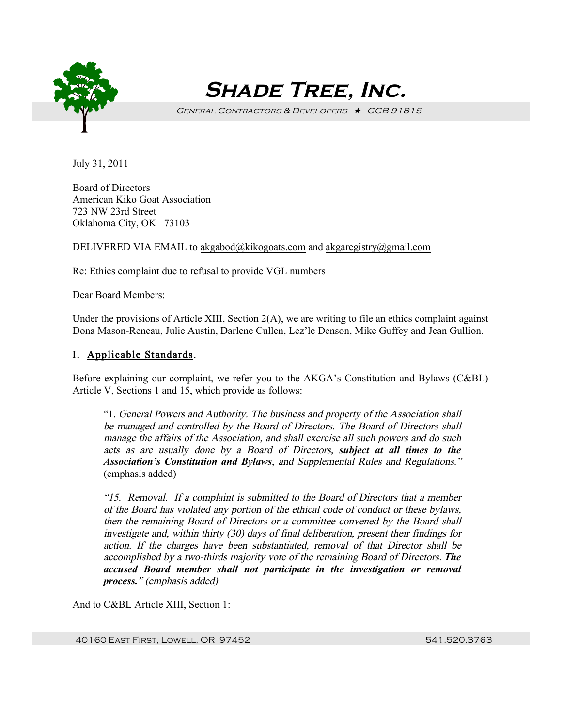# Shade Tree, Inc.

General Contractors & Developers ★ CCB 91815

July 31, 2011

Board of Directors
American Kiko Goat Association
723 NW 23rd Street
Oklahoma City, OK 73103

DELIVERED VIA EMAIL to akgabod@kikogoats.com and akgaregistry@gmail.com

Re: Ethics complaint due to refusal to provide VGL numbers

Dear Board Members:

Under the provisions of Article XIII, Section 2(A), we are writing to file an ethics complaint against Dona Mason-Reneau, Julie Austin, Darlene Cullen, Lez'le Denson, Mike Guffey and Jean Gullion.

## I. Applicable Standards.

Before explaining our complaint, we refer you to the AKGA's Constitution and Bylaws (C&BL) Article V, Sections 1 and 15, which provide as follows:

> "1. *General Powers and Authority. The business and property of the Association shall be managed and controlled by the Board of Directors. The Board of Directors shall manage the affairs of the Association, and shall exercise all such powers and do such acts as are usually done by a Board of Directors,* ***subject at all times to the Association's Constitution and Bylaws****, and Supplemental Rules and Regulations.*" (emphasis added)
>
> *"15. Removal. If a complaint is submitted to the Board of Directors that a member of the Board has violated any portion of the ethical code of conduct or these bylaws, then the remaining Board of Directors or a committee convened by the Board shall investigate and, within thirty (30) days of final deliberation, present their findings for action. If the charges have been substantiated, removal of that Director shall be accomplished by a two-thirds majority vote of the remaining Board of Directors.* ***The accused Board member shall not participate in the investigation or removal process.****" (emphasis added)*

And to C&BL Article XIII, Section 1: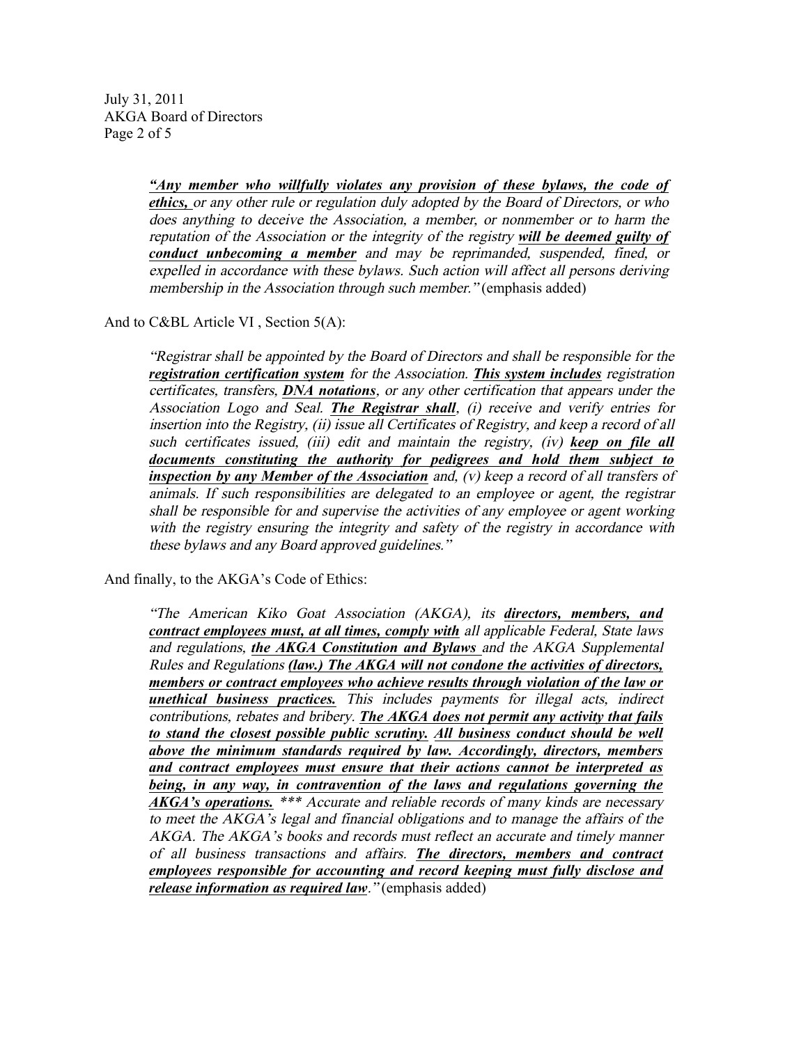> ***"Any member who willfully violates any provision of these bylaws, the code of ethics,*** *or any other rule or regulation duly adopted by the Board of Directors, or who does anything to deceive the Association, a member, or nonmember or to harm the reputation of the Association or the integrity of the registry* ***will be deemed guilty of conduct unbecoming a member*** *and may be reprimanded, suspended, fined, or expelled in accordance with these bylaws. Such action will affect all persons deriving membership in the Association through such member."* (emphasis added)

And to C&BL Article VI , Section 5(A):

> *"Registrar shall be appointed by the Board of Directors and shall be responsible for the* ***registration certification system*** *for the Association.* ***This system includes*** *registration certificates, transfers,* ***DNA notations****, or any other certification that appears under the Association Logo and Seal.* ***The Registrar shall****, (i) receive and verify entries for insertion into the Registry, (ii) issue all Certificates of Registry, and keep a record of all such certificates issued, (iii) edit and maintain the registry, (iv)* ***keep on file all documents constituting the authority for pedigrees and hold them subject to inspection by any Member of the Association*** *and, (v) keep a record of all transfers of animals. If such responsibilities are delegated to an employee or agent, the registrar shall be responsible for and supervise the activities of any employee or agent working with the registry ensuring the integrity and safety of the registry in accordance with these bylaws and any Board approved guidelines."*

And finally, to the AKGA's Code of Ethics:

> *"The American Kiko Goat Association (AKGA), its* ***directors, members, and contract employees must, at all times, comply with*** *all applicable Federal, State laws and regulations,* ***the AKGA Constitution and Bylaws*** *and the AKGA Supplemental Rules and Regulations* ***(law.) The AKGA will not condone the activities of directors, members or contract employees who achieve results through violation of the law or unethical business practices.*** *This includes payments for illegal acts, indirect contributions, rebates and bribery.* ***The AKGA does not permit any activity that fails to stand the closest possible public scrutiny. All business conduct should be well above the minimum standards required by law. Accordingly, directors, members and contract employees must ensure that their actions cannot be interpreted as being, in any way, in contravention of the laws and regulations governing the AKGA's operations.*** *\*\*\* Accurate and reliable records of many kinds are necessary to meet the AKGA's legal and financial obligations and to manage the affairs of the AKGA. The AKGA's books and records must reflect an accurate and timely manner of all business transactions and affairs.* ***The directors, members and contract employees responsible for accounting and record keeping must fully disclose and release information as required law****."* (emphasis added)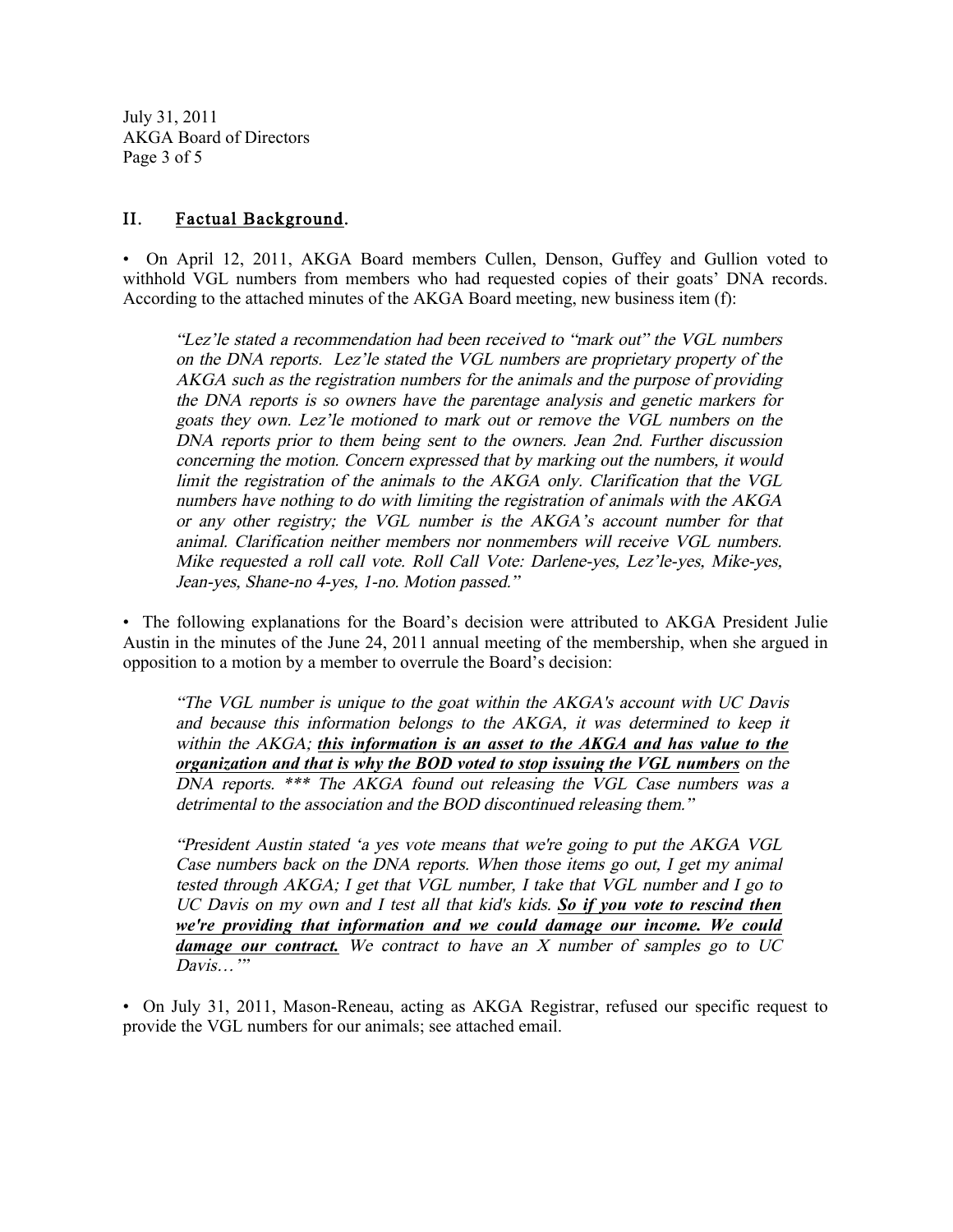## II. Factual Background.

- On April 12, 2011, AKGA Board members Cullen, Denson, Guffey and Gullion voted to withhold VGL numbers from members who had requested copies of their goats' DNA records. According to the attached minutes of the AKGA Board meeting, new business item (f):

> *"Lez'le stated a recommendation had been received to "mark out" the VGL numbers on the DNA reports. Lez'le stated the VGL numbers are proprietary property of the AKGA such as the registration numbers for the animals and the purpose of providing the DNA reports is so owners have the parentage analysis and genetic markers for goats they own. Lez'le motioned to mark out or remove the VGL numbers on the DNA reports prior to them being sent to the owners. Jean 2nd. Further discussion concerning the motion. Concern expressed that by marking out the numbers, it would limit the registration of the animals to the AKGA only. Clarification that the VGL numbers have nothing to do with limiting the registration of animals with the AKGA or any other registry; the VGL number is the AKGA's account number for that animal. Clarification neither members nor nonmembers will receive VGL numbers. Mike requested a roll call vote. Roll Call Vote: Darlene-yes, Lez'le-yes, Mike-yes, Jean-yes, Shane-no 4-yes, 1-no. Motion passed."*

- The following explanations for the Board's decision were attributed to AKGA President Julie Austin in the minutes of the June 24, 2011 annual meeting of the membership, when she argued in opposition to a motion by a member to overrule the Board's decision:

> *"The VGL number is unique to the goat within the AKGA's account with UC Davis and because this information belongs to the AKGA, it was determined to keep it within the AKGA; **this information is an asset to the AKGA and has value to the organization and that is why the BOD voted to stop issuing the VGL numbers** on the DNA reports. \*\*\* The AKGA found out releasing the VGL Case numbers was a detrimental to the association and the BOD discontinued releasing them."*

> *"President Austin stated 'a yes vote means that we're going to put the AKGA VGL Case numbers back on the DNA reports. When those items go out, I get my animal tested through AKGA; I get that VGL number, I take that VGL number and I go to UC Davis on my own and I test all that kid's kids. **So if you vote to rescind then we're providing that information and we could damage our income. We could damage our contract.** We contract to have an X number of samples go to UC Davis…'"*

- On July 31, 2011, Mason-Reneau, acting as AKGA Registrar, refused our specific request to provide the VGL numbers for our animals; see attached email.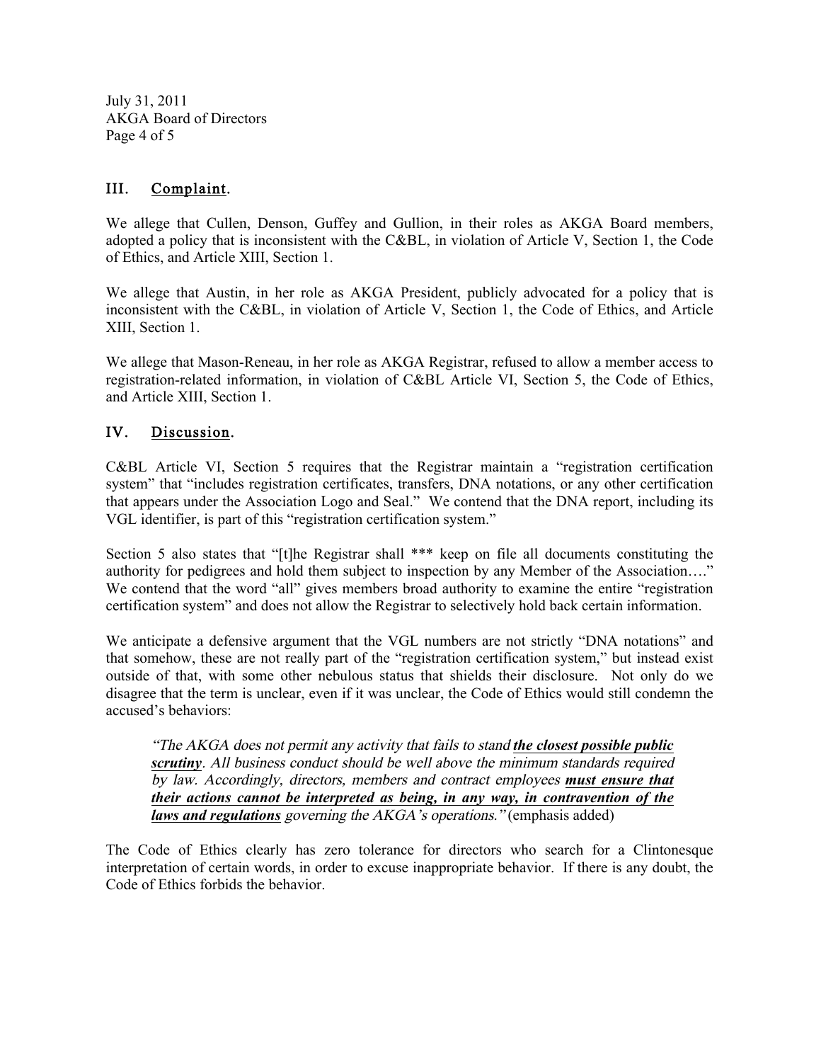## III. Complaint.

We allege that Cullen, Denson, Guffey and Gullion, in their roles as AKGA Board members, adopted a policy that is inconsistent with the C&BL, in violation of Article V, Section 1, the Code of Ethics, and Article XIII, Section 1.

We allege that Austin, in her role as AKGA President, publicly advocated for a policy that is inconsistent with the C&BL, in violation of Article V, Section 1, the Code of Ethics, and Article XIII, Section 1.

We allege that Mason-Reneau, in her role as AKGA Registrar, refused to allow a member access to registration-related information, in violation of C&BL Article VI, Section 5, the Code of Ethics, and Article XIII, Section 1.

## IV. Discussion.

C&BL Article VI, Section 5 requires that the Registrar maintain a "registration certification system" that "includes registration certificates, transfers, DNA notations, or any other certification that appears under the Association Logo and Seal." We contend that the DNA report, including its VGL identifier, is part of this "registration certification system."

Section 5 also states that "[t]he Registrar shall *** keep on file all documents constituting the authority for pedigrees and hold them subject to inspection by any Member of the Association…." We contend that the word "all" gives members broad authority to examine the entire "registration certification system" and does not allow the Registrar to selectively hold back certain information.

We anticipate a defensive argument that the VGL numbers are not strictly "DNA notations" and that somehow, these are not really part of the "registration certification system," but instead exist outside of that, with some other nebulous status that shields their disclosure. Not only do we disagree that the term is unclear, even if it was unclear, the Code of Ethics would still condemn the accused's behaviors:

> *"The AKGA does not permit any activity that fails to stand* ***the closest possible public scrutiny****. All business conduct should be well above the minimum standards required by law. Accordingly, directors, members and contract employees* ***must ensure that their actions cannot be interpreted as being, in any way, in contravention of the laws and regulations*** *governing the AKGA's operations."* (emphasis added)

The Code of Ethics clearly has zero tolerance for directors who search for a Clintonesque interpretation of certain words, in order to excuse inappropriate behavior. If there is any doubt, the Code of Ethics forbids the behavior.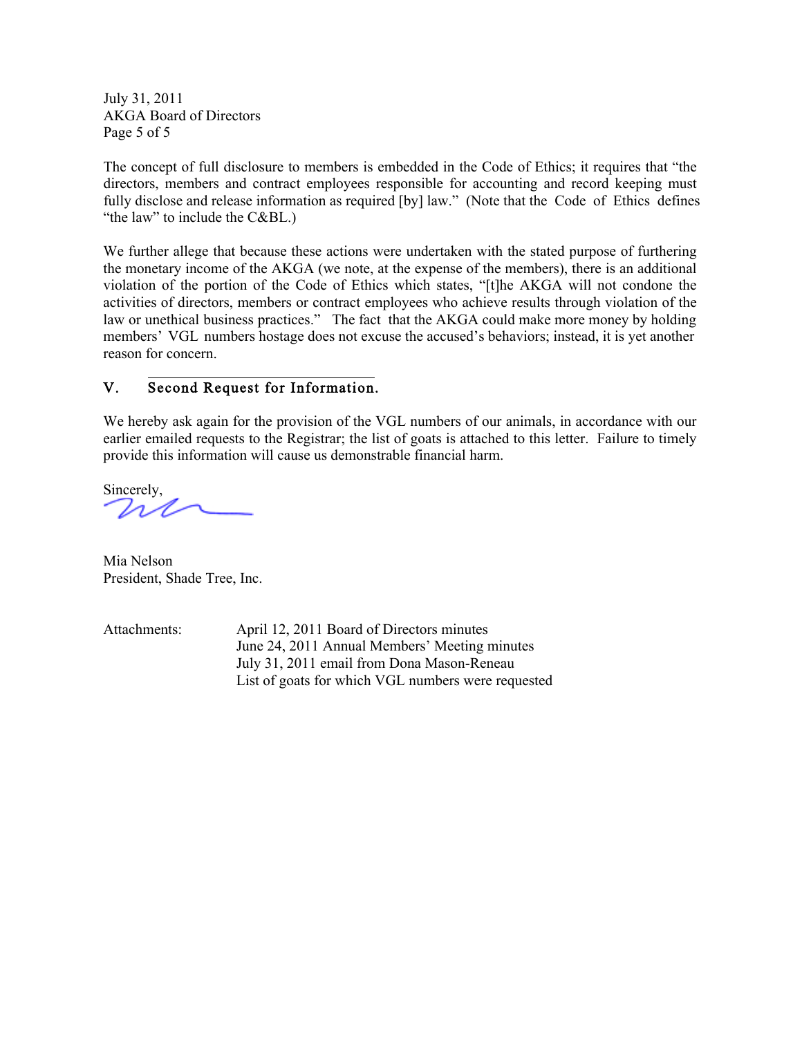The concept of full disclosure to members is embedded in the Code of Ethics; it requires that "the directors, members and contract employees responsible for accounting and record keeping must fully disclose and release information as required [by] law." (Note that the Code of Ethics defines "the law" to include the C&BL.)

We further allege that because these actions were undertaken with the stated purpose of furthering the monetary income of the AKGA (we note, at the expense of the members), there is an additional violation of the portion of the Code of Ethics which states, "[t]he AKGA will not condone the activities of directors, members or contract employees who achieve results through violation of the law or unethical business practices." The fact that the AKGA could make more money by holding members' VGL numbers hostage does not excuse the accused's behaviors; instead, it is yet another reason for concern.

## V. Second Request for Information.

We hereby ask again for the provision of the VGL numbers of our animals, in accordance with our earlier emailed requests to the Registrar; the list of goats is attached to this letter. Failure to timely provide this information will cause us demonstrable financial harm.

Sincerely,

Mia Nelson
President, Shade Tree, Inc.

Attachments:
- April 12, 2011 Board of Directors minutes
- June 24, 2011 Annual Members' Meeting minutes
- July 31, 2011 email from Dona Mason-Reneau
- List of goats for which VGL numbers were requested